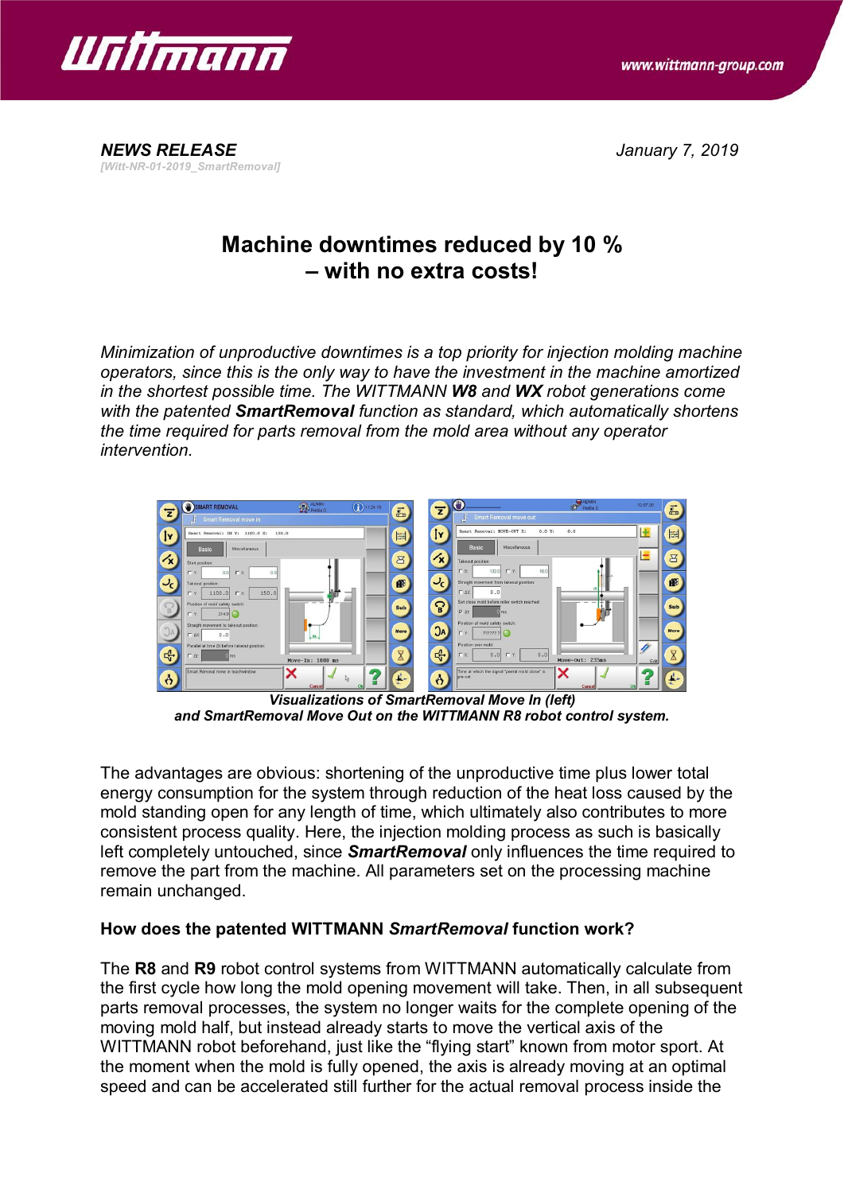**NEWS RELEASE**

[Witt-NR-01-2019_SmartRemoval]

*January 7, 2019*

# Machine downtimes reduced by 10 % – with no extra costs!

*Minimization of unproductive downtimes is a top priority for injection molding machine operators, since this is the only way to have the investment in the machine amortized in the shortest possible time. The WITTMANN **W8** and **WX** robot generations come with the patented **SmartRemoval** function as standard, which automatically shortens the time required for parts removal from the mold area without any operator intervention.*

***Visualizations of SmartRemoval Move In (left) and SmartRemoval Move Out on the WITTMANN R8 robot control system.***

The advantages are obvious: shortening of the unproductive time plus lower total energy consumption for the system through reduction of the heat loss caused by the mold standing open for any length of time, which ultimately also contributes to more consistent process quality. Here, the injection molding process as such is basically left completely untouched, since ***SmartRemoval*** only influences the time required to remove the part from the machine. All parameters set on the processing machine remain unchanged.

**How does the patented WITTMANN *SmartRemoval* function work?**

The **R8** and **R9** robot control systems from WITTMANN automatically calculate from the first cycle how long the mold opening movement will take. Then, in all subsequent parts removal processes, the system no longer waits for the complete opening of the moving mold half, but instead already starts to move the vertical axis of the WITTMANN robot beforehand, just like the "flying start" known from motor sport. At the moment when the mold is fully opened, the axis is already moving at an optimal speed and can be accelerated still further for the actual removal process inside the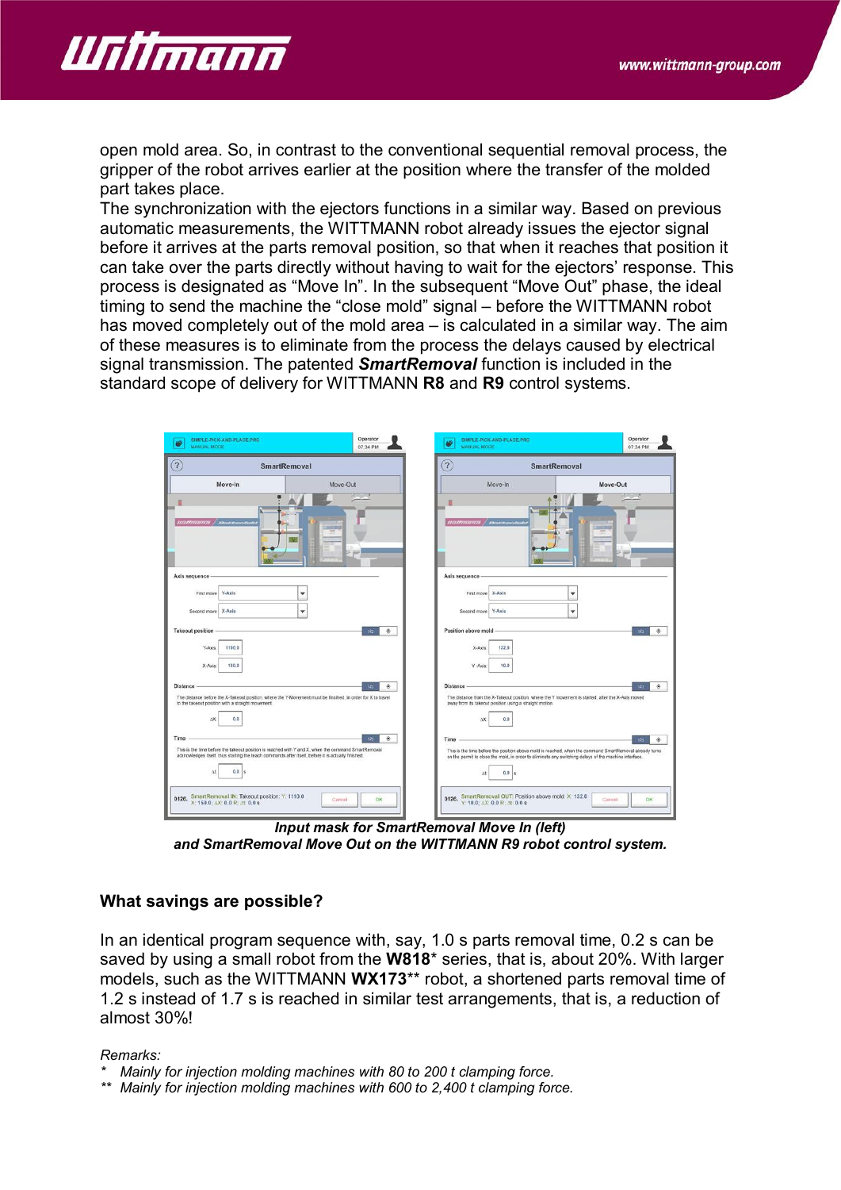open mold area. So, in contrast to the conventional sequential removal process, the gripper of the robot arrives earlier at the position where the transfer of the molded part takes place.

The synchronization with the ejectors functions in a similar way. Based on previous automatic measurements, the WITTMANN robot already issues the ejector signal before it arrives at the parts removal position, so that when it reaches that position it can take over the parts directly without having to wait for the ejectors' response. This process is designated as "Move In". In the subsequent "Move Out" phase, the ideal timing to send the machine the "close mold" signal – before the WITTMANN robot has moved completely out of the mold area – is calculated in a similar way. The aim of these measures is to eliminate from the process the delays caused by electrical signal transmission. The patented ***SmartRemoval*** function is included in the standard scope of delivery for WITTMANN **R8** and **R9** control systems.

***Input mask for SmartRemoval Move In (left) and SmartRemoval Move Out on the WITTMANN R9 robot control system.***

### What savings are possible?

In an identical program sequence with, say, 1.0 s parts removal time, 0.2 s can be saved by using a small robot from the **W818*** series, that is, about 20%. With larger models, such as the WITTMANN **WX173**** robot, a shortened parts removal time of 1.2 s instead of 1.7 s is reached in similar test arrangements, that is, a reduction of almost 30%!

*Remarks:*

\* *Mainly for injection molding machines with 80 to 200 t clamping force.*

\** *Mainly for injection molding machines with 600 to 2,400 t clamping force.*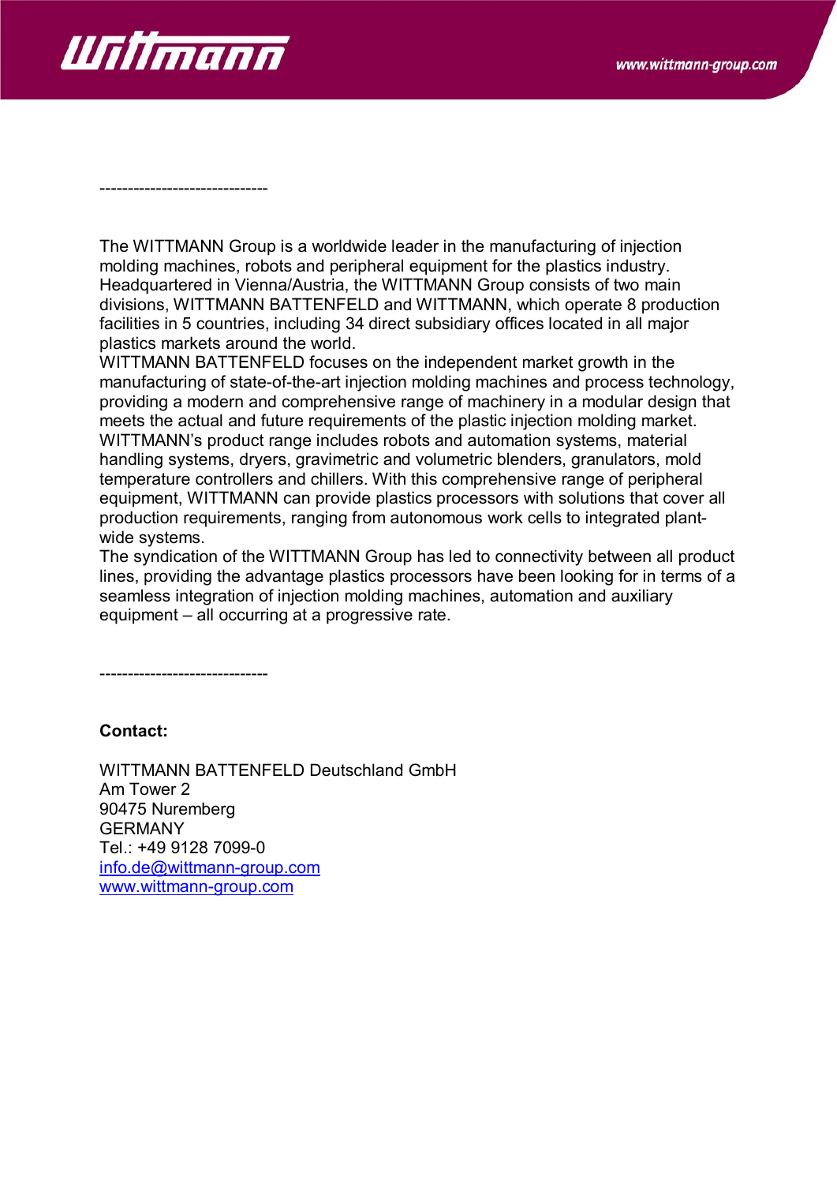------------------------------

The WITTMANN Group is a worldwide leader in the manufacturing of injection molding machines, robots and peripheral equipment for the plastics industry. Headquartered in Vienna/Austria, the WITTMANN Group consists of two main divisions, WITTMANN BATTENFELD and WITTMANN, which operate 8 production facilities in 5 countries, including 34 direct subsidiary offices located in all major plastics markets around the world.
WITTMANN BATTENFELD focuses on the independent market growth in the manufacturing of state-of-the-art injection molding machines and process technology, providing a modern and comprehensive range of machinery in a modular design that meets the actual and future requirements of the plastic injection molding market.
WITTMANN's product range includes robots and automation systems, material handling systems, dryers, gravimetric and volumetric blenders, granulators, mold temperature controllers and chillers. With this comprehensive range of peripheral equipment, WITTMANN can provide plastics processors with solutions that cover all production requirements, ranging from autonomous work cells to integrated plant-wide systems.
The syndication of the WITTMANN Group has led to connectivity between all product lines, providing the advantage plastics processors have been looking for in terms of a seamless integration of injection molding machines, automation and auxiliary equipment – all occurring at a progressive rate.

------------------------------

**Contact:**

WITTMANN BATTENFELD Deutschland GmbH
Am Tower 2
90475 Nuremberg
GERMANY
Tel.: +49 9128 7099-0
info.de@wittmann-group.com
www.wittmann-group.com